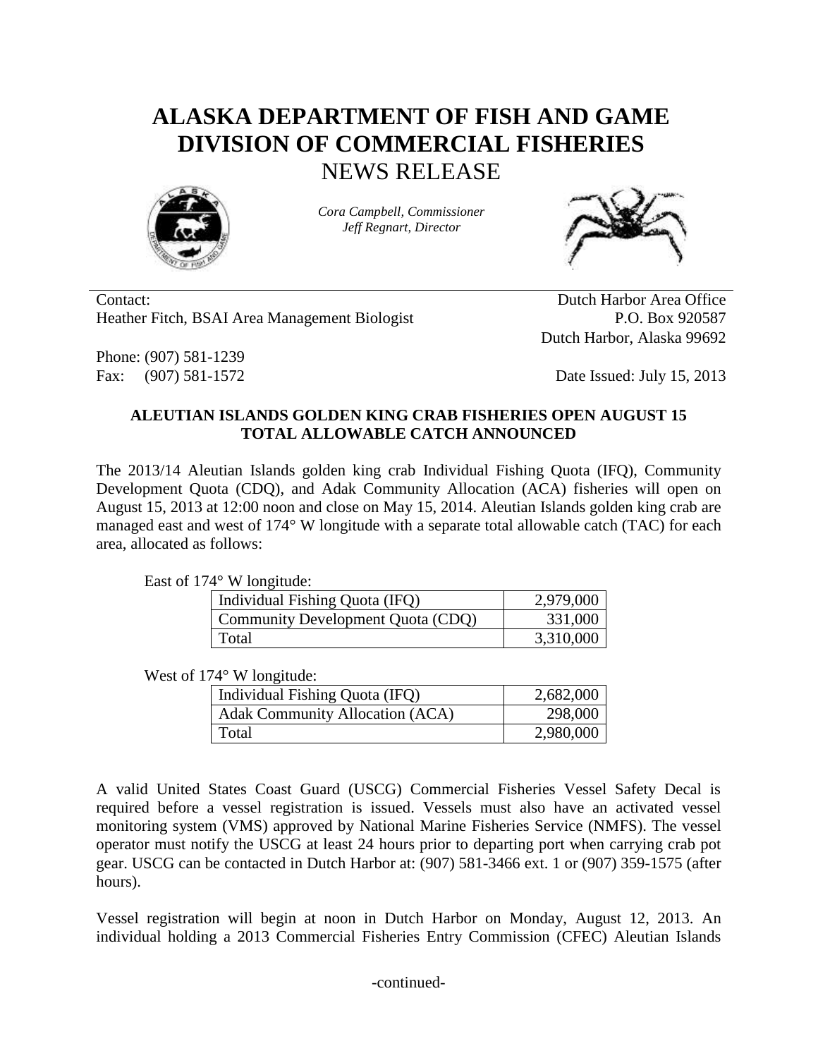# ALASKA DEPARTMENT OF FISH AND GAME
# DIVISION OF COMMERCIAL FISHERIES
## NEWS RELEASE

*Cora Campbell, Commissioner*
*Jeff Regnart, Director*

Contact:
Heather Fitch, BSAI Area Management Biologist

Phone: (907) 581-1239
Fax: (907) 581-1572

Dutch Harbor Area Office
P.O. Box 920587
Dutch Harbor, Alaska 99692

Date Issued: July 15, 2013

**ALEUTIAN ISLANDS GOLDEN KING CRAB FISHERIES OPEN AUGUST 15**
**TOTAL ALLOWABLE CATCH ANNOUNCED**

The 2013/14 Aleutian Islands golden king crab Individual Fishing Quota (IFQ), Community Development Quota (CDQ), and Adak Community Allocation (ACA) fisheries will open on August 15, 2013 at 12:00 noon and close on May 15, 2014. Aleutian Islands golden king crab are managed east and west of 174° W longitude with a separate total allowable catch (TAC) for each area, allocated as follows:

East of 174° W longitude:

| | |
|---|---|
| Individual Fishing Quota (IFQ) | 2,979,000 |
| Community Development Quota (CDQ) | 331,000 |
| Total | 3,310,000 |

West of 174° W longitude:

| | |
|---|---|
| Individual Fishing Quota (IFQ) | 2,682,000 |
| Adak Community Allocation (ACA) | 298,000 |
| Total | 2,980,000 |

A valid United States Coast Guard (USCG) Commercial Fisheries Vessel Safety Decal is required before a vessel registration is issued. Vessels must also have an activated vessel monitoring system (VMS) approved by National Marine Fisheries Service (NMFS). The vessel operator must notify the USCG at least 24 hours prior to departing port when carrying crab pot gear. USCG can be contacted in Dutch Harbor at: (907) 581-3466 ext. 1 or (907) 359-1575 (after hours).

Vessel registration will begin at noon in Dutch Harbor on Monday, August 12, 2013. An individual holding a 2013 Commercial Fisheries Entry Commission (CFEC) Aleutian Islands

-continued-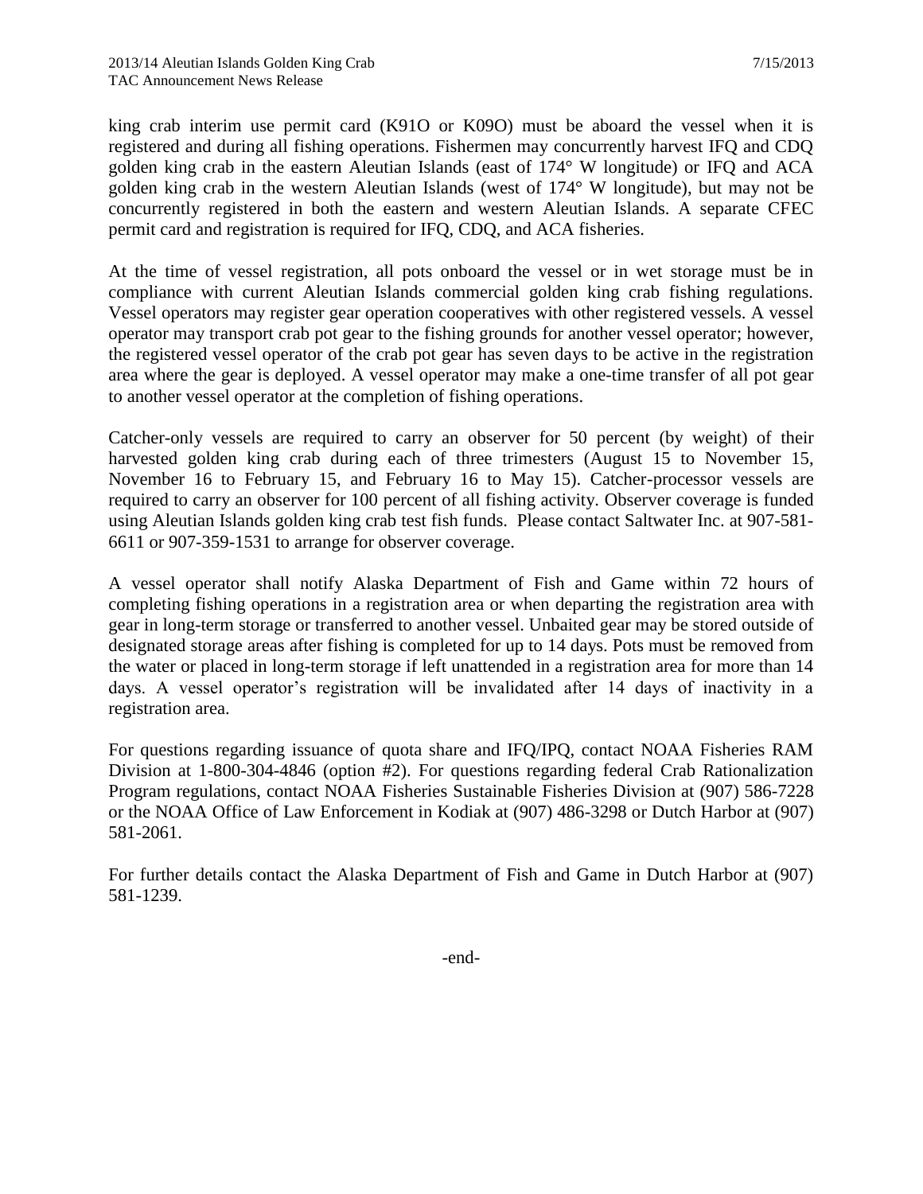king crab interim use permit card (K91O or K09O) must be aboard the vessel when it is registered and during all fishing operations. Fishermen may concurrently harvest IFQ and CDQ golden king crab in the eastern Aleutian Islands (east of 174° W longitude) or IFQ and ACA golden king crab in the western Aleutian Islands (west of 174° W longitude), but may not be concurrently registered in both the eastern and western Aleutian Islands. A separate CFEC permit card and registration is required for IFQ, CDQ, and ACA fisheries.

At the time of vessel registration, all pots onboard the vessel or in wet storage must be in compliance with current Aleutian Islands commercial golden king crab fishing regulations. Vessel operators may register gear operation cooperatives with other registered vessels. A vessel operator may transport crab pot gear to the fishing grounds for another vessel operator; however, the registered vessel operator of the crab pot gear has seven days to be active in the registration area where the gear is deployed. A vessel operator may make a one-time transfer of all pot gear to another vessel operator at the completion of fishing operations.

Catcher-only vessels are required to carry an observer for 50 percent (by weight) of their harvested golden king crab during each of three trimesters (August 15 to November 15, November 16 to February 15, and February 16 to May 15). Catcher-processor vessels are required to carry an observer for 100 percent of all fishing activity. Observer coverage is funded using Aleutian Islands golden king crab test fish funds. Please contact Saltwater Inc. at 907-581-6611 or 907-359-1531 to arrange for observer coverage.

A vessel operator shall notify Alaska Department of Fish and Game within 72 hours of completing fishing operations in a registration area or when departing the registration area with gear in long-term storage or transferred to another vessel. Unbaited gear may be stored outside of designated storage areas after fishing is completed for up to 14 days. Pots must be removed from the water or placed in long-term storage if left unattended in a registration area for more than 14 days. A vessel operator's registration will be invalidated after 14 days of inactivity in a registration area.

For questions regarding issuance of quota share and IFQ/IPQ, contact NOAA Fisheries RAM Division at 1-800-304-4846 (option #2). For questions regarding federal Crab Rationalization Program regulations, contact NOAA Fisheries Sustainable Fisheries Division at (907) 586-7228 or the NOAA Office of Law Enforcement in Kodiak at (907) 486-3298 or Dutch Harbor at (907) 581-2061.

For further details contact the Alaska Department of Fish and Game in Dutch Harbor at (907) 581-1239.

-end-